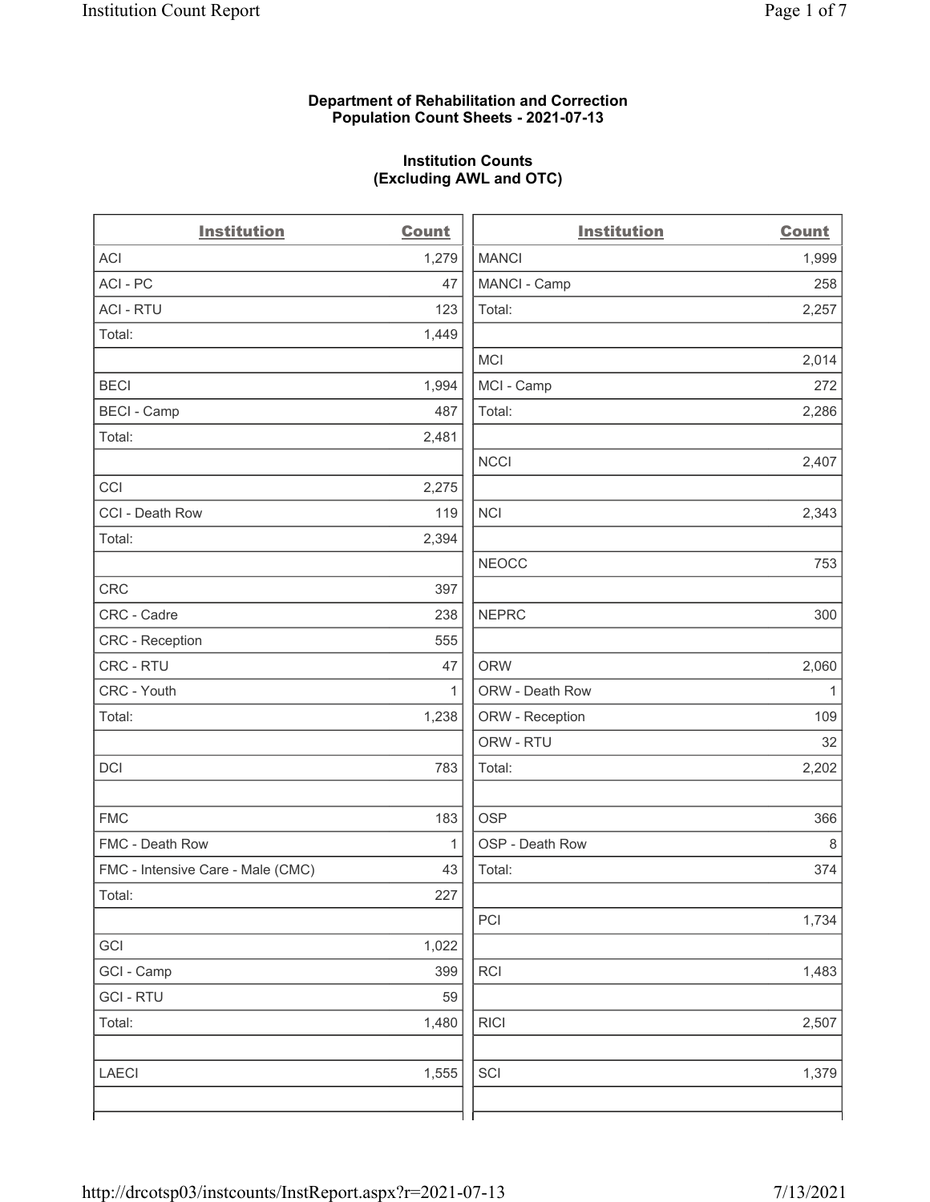**Department of Rehabilitation and Correction**
**Population Count Sheets - 2021-07-13**

**Institution Counts**
**(Excluding AWL and OTC)**

| Institution | Count |
|---|---|
| ACI | 1,279 |
| ACI - PC | 47 |
| ACI - RTU | 123 |
| Total: | 1,449 |
| | |
| BECI | 1,994 |
| BECI - Camp | 487 |
| Total: | 2,481 |
| | |
| CCI | 2,275 |
| CCI - Death Row | 119 |
| Total: | 2,394 |
| | |
| CRC | 397 |
| CRC - Cadre | 238 |
| CRC - Reception | 555 |
| CRC - RTU | 47 |
| CRC - Youth | 1 |
| Total: | 1,238 |
| | |
| DCI | 783 |
| | |
| FMC | 183 |
| FMC - Death Row | 1 |
| FMC - Intensive Care - Male (CMC) | 43 |
| Total: | 227 |
| | |
| GCI | 1,022 |
| GCI - Camp | 399 |
| GCI - RTU | 59 |
| Total: | 1,480 |
| | |
| LAECI | 1,555 |

| Institution | Count |
|---|---|
| MANCI | 1,999 |
| MANCI - Camp | 258 |
| Total: | 2,257 |
| | |
| MCI | 2,014 |
| MCI - Camp | 272 |
| Total: | 2,286 |
| | |
| NCCI | 2,407 |
| | |
| NCI | 2,343 |
| | |
| NEOCC | 753 |
| | |
| NEPRC | 300 |
| | |
| ORW | 2,060 |
| ORW - Death Row | 1 |
| ORW - Reception | 109 |
| ORW - RTU | 32 |
| Total: | 2,202 |
| | |
| OSP | 366 |
| OSP - Death Row | 8 |
| Total: | 374 |
| | |
| PCI | 1,734 |
| | |
| RCI | 1,483 |
| | |
| RICI | 2,507 |
| | |
| SCI | 1,379 |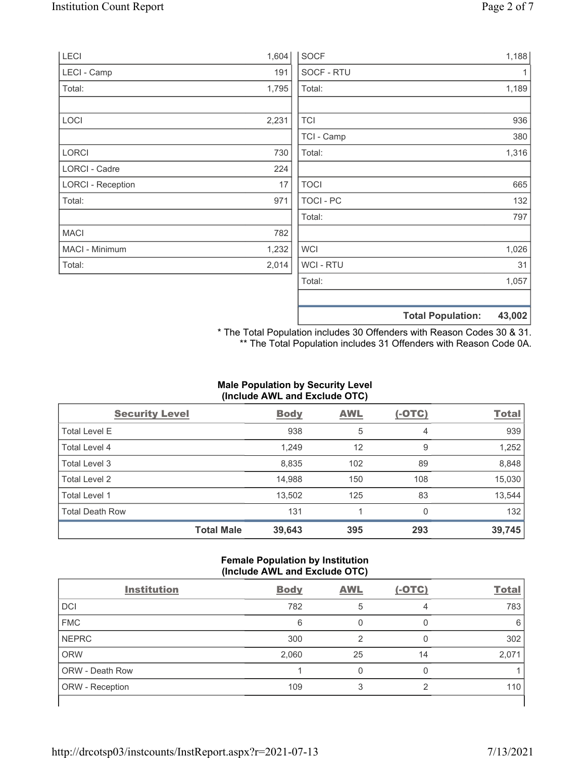| | |
|---|---|
| LECI | 1,604 |
| LECI - Camp | 191 |
| Total: | 1,795 |
| | |
| LOCI | 2,231 |
| | |
| LORCI | 730 |
| LORCI - Cadre | 224 |
| LORCI - Reception | 17 |
| Total: | 971 |
| | |
| MACI | 782 |
| MACI - Minimum | 1,232 |
| Total: | 2,014 |

| | |
|---|---|
| SOCF | 1,188 |
| SOCF - RTU | 1 |
| Total: | 1,189 |
| | |
| TCI | 936 |
| TCI - Camp | 380 |
| Total: | 1,316 |
| | |
| TOCI | 665 |
| TOCI - PC | 132 |
| Total: | 797 |
| | |
| WCI | 1,026 |
| WCI - RTU | 31 |
| Total: | 1,057 |
| | |
| **Total Population:** | **43,002** |

\* The Total Population includes 30 Offenders with Reason Codes 30 & 31.
\*\* The Total Population includes 31 Offenders with Reason Code 0A.

**Male Population by Security Level (Include AWL and Exclude OTC)**

| Security Level | Body | AWL | (-OTC) | Total |
|---|---|---|---|---|
| Total Level E | 938 | 5 | 4 | 939 |
| Total Level 4 | 1,249 | 12 | 9 | 1,252 |
| Total Level 3 | 8,835 | 102 | 89 | 8,848 |
| Total Level 2 | 14,988 | 150 | 108 | 15,030 |
| Total Level 1 | 13,502 | 125 | 83 | 13,544 |
| Total Death Row | 131 | 1 | 0 | 132 |
| **Total Male** | **39,643** | **395** | **293** | **39,745** |

**Female Population by Institution (Include AWL and Exclude OTC)**

| Institution | Body | AWL | (-OTC) | Total |
|---|---|---|---|---|
| DCI | 782 | 5 | 4 | 783 |
| FMC | 6 | 0 | 0 | 6 |
| NEPRC | 300 | 2 | 0 | 302 |
| ORW | 2,060 | 25 | 14 | 2,071 |
| ORW - Death Row | 1 | 0 | 0 | 1 |
| ORW - Reception | 109 | 3 | 2 | 110 |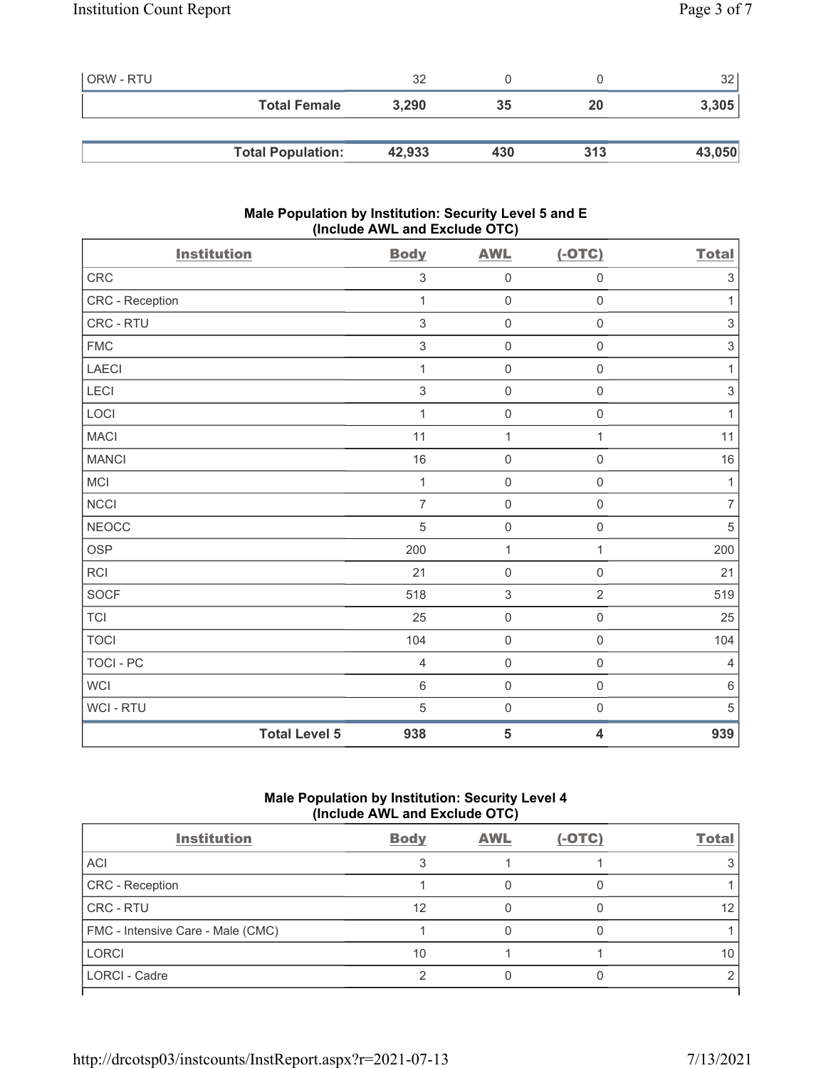| | | | | |
|---|---|---|---|---|
| ORW - RTU | 32 | 0 | 0 | 32 |
| Total Female | 3,290 | 35 | 20 | 3,305 |

| | | | | |
|---|---|---|---|---|
| Total Population: | 42,933 | 430 | 313 | 43,050 |

### Male Population by Institution: Security Level 5 and E (Include AWL and Exclude OTC)

| Institution | Body | AWL | (-OTC) | Total |
|---|---|---|---|---|
| CRC | 3 | 0 | 0 | 3 |
| CRC - Reception | 1 | 0 | 0 | 1 |
| CRC - RTU | 3 | 0 | 0 | 3 |
| FMC | 3 | 0 | 0 | 3 |
| LAECI | 1 | 0 | 0 | 1 |
| LECI | 3 | 0 | 0 | 3 |
| LOCI | 1 | 0 | 0 | 1 |
| MACI | 11 | 1 | 1 | 11 |
| MANCI | 16 | 0 | 0 | 16 |
| MCI | 1 | 0 | 0 | 1 |
| NCCI | 7 | 0 | 0 | 7 |
| NEOCC | 5 | 0 | 0 | 5 |
| OSP | 200 | 1 | 1 | 200 |
| RCI | 21 | 0 | 0 | 21 |
| SOCF | 518 | 3 | 2 | 519 |
| TCI | 25 | 0 | 0 | 25 |
| TOCI | 104 | 0 | 0 | 104 |
| TOCI - PC | 4 | 0 | 0 | 4 |
| WCI | 6 | 0 | 0 | 6 |
| WCI - RTU | 5 | 0 | 0 | 5 |
| Total Level 5 | 938 | 5 | 4 | 939 |

### Male Population by Institution: Security Level 4 (Include AWL and Exclude OTC)

| Institution | Body | AWL | (-OTC) | Total |
|---|---|---|---|---|
| ACI | 3 | 1 | 1 | 3 |
| CRC - Reception | 1 | 0 | 0 | 1 |
| CRC - RTU | 12 | 0 | 0 | 12 |
| FMC - Intensive Care - Male (CMC) | 1 | 0 | 0 | 1 |
| LORCI | 10 | 1 | 1 | 10 |
| LORCI - Cadre | 2 | 0 | 0 | 2 |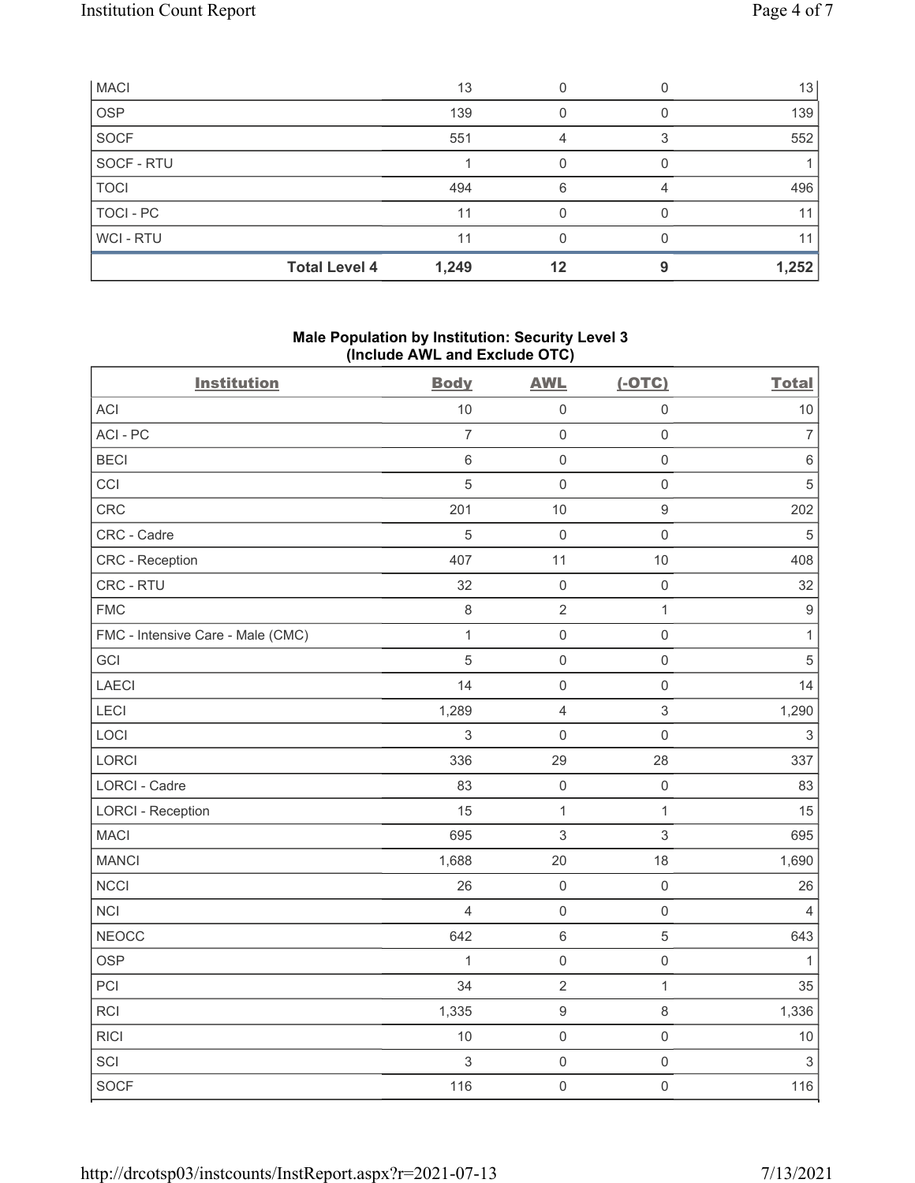| MACI | 13 | 0 | 0 | 13 |
|---|---|---|---|---|
| OSP | 139 | 0 | 0 | 139 |
| SOCF | 551 | 4 | 3 | 552 |
| SOCF - RTU | 1 | 0 | 0 | 1 |
| TOCI | 494 | 6 | 4 | 496 |
| TOCI - PC | 11 | 0 | 0 | 11 |
| WCI - RTU | 11 | 0 | 0 | 11 |
| **Total Level 4** | **1,249** | **12** | **9** | **1,252** |

**Male Population by Institution: Security Level 3 (Include AWL and Exclude OTC)**

| Institution | Body | AWL | (-OTC) | Total |
|---|---|---|---|---|
| ACI | 10 | 0 | 0 | 10 |
| ACI - PC | 7 | 0 | 0 | 7 |
| BECI | 6 | 0 | 0 | 6 |
| CCI | 5 | 0 | 0 | 5 |
| CRC | 201 | 10 | 9 | 202 |
| CRC - Cadre | 5 | 0 | 0 | 5 |
| CRC - Reception | 407 | 11 | 10 | 408 |
| CRC - RTU | 32 | 0 | 0 | 32 |
| FMC | 8 | 2 | 1 | 9 |
| FMC - Intensive Care - Male (CMC) | 1 | 0 | 0 | 1 |
| GCI | 5 | 0 | 0 | 5 |
| LAECI | 14 | 0 | 0 | 14 |
| LECI | 1,289 | 4 | 3 | 1,290 |
| LOCI | 3 | 0 | 0 | 3 |
| LORCI | 336 | 29 | 28 | 337 |
| LORCI - Cadre | 83 | 0 | 0 | 83 |
| LORCI - Reception | 15 | 1 | 1 | 15 |
| MACI | 695 | 3 | 3 | 695 |
| MANCI | 1,688 | 20 | 18 | 1,690 |
| NCCI | 26 | 0 | 0 | 26 |
| NCI | 4 | 0 | 0 | 4 |
| NEOCC | 642 | 6 | 5 | 643 |
| OSP | 1 | 0 | 0 | 1 |
| PCI | 34 | 2 | 1 | 35 |
| RCI | 1,335 | 9 | 8 | 1,336 |
| RICI | 10 | 0 | 0 | 10 |
| SCI | 3 | 0 | 0 | 3 |
| SOCF | 116 | 0 | 0 | 116 |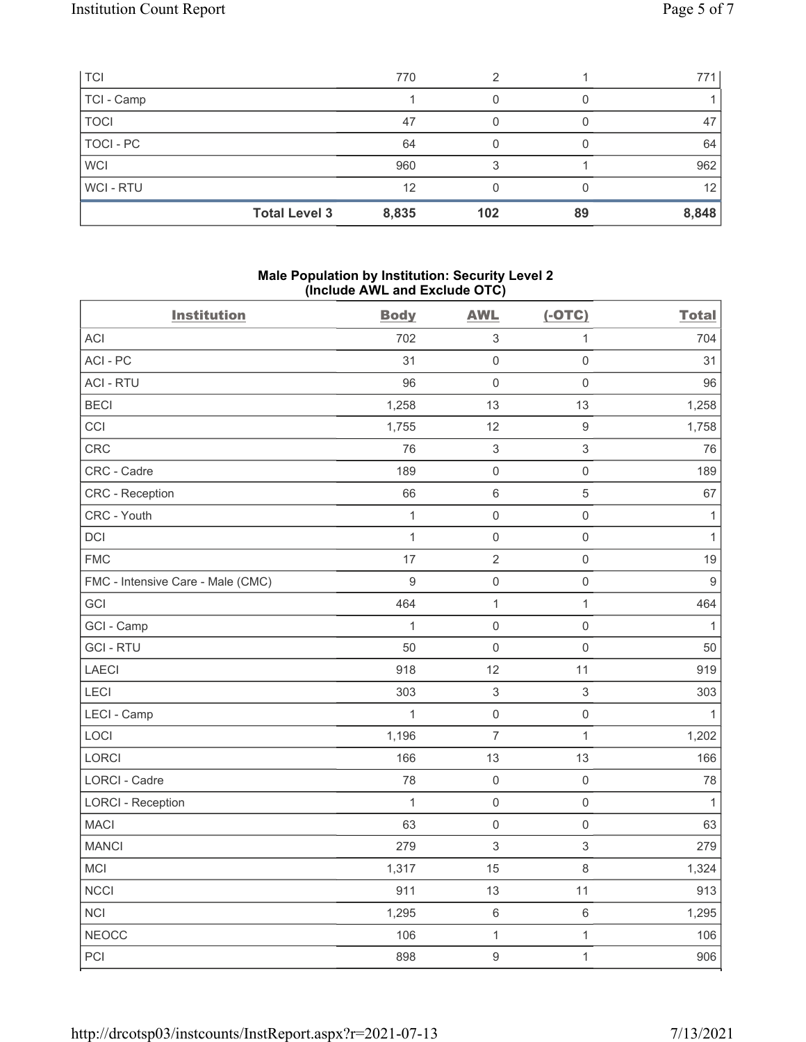| | | | | |
|---|---|---|---|---|
| TCI | 770 | 2 | 1 | 771 |
| TCI - Camp | 1 | 0 | 0 | 1 |
| TOCI | 47 | 0 | 0 | 47 |
| TOCI - PC | 64 | 0 | 0 | 64 |
| WCI | 960 | 3 | 1 | 962 |
| WCI - RTU | 12 | 0 | 0 | 12 |
| **Total Level 3** | **8,835** | **102** | **89** | **8,848** |

**Male Population by Institution: Security Level 2 (Include AWL and Exclude OTC)**

| Institution | Body | AWL | (-OTC) | Total |
|---|---|---|---|---|
| ACI | 702 | 3 | 1 | 704 |
| ACI - PC | 31 | 0 | 0 | 31 |
| ACI - RTU | 96 | 0 | 0 | 96 |
| BECI | 1,258 | 13 | 13 | 1,258 |
| CCI | 1,755 | 12 | 9 | 1,758 |
| CRC | 76 | 3 | 3 | 76 |
| CRC - Cadre | 189 | 0 | 0 | 189 |
| CRC - Reception | 66 | 6 | 5 | 67 |
| CRC - Youth | 1 | 0 | 0 | 1 |
| DCI | 1 | 0 | 0 | 1 |
| FMC | 17 | 2 | 0 | 19 |
| FMC - Intensive Care - Male (CMC) | 9 | 0 | 0 | 9 |
| GCI | 464 | 1 | 1 | 464 |
| GCI - Camp | 1 | 0 | 0 | 1 |
| GCI - RTU | 50 | 0 | 0 | 50 |
| LAECI | 918 | 12 | 11 | 919 |
| LECI | 303 | 3 | 3 | 303 |
| LECI - Camp | 1 | 0 | 0 | 1 |
| LOCI | 1,196 | 7 | 1 | 1,202 |
| LORCI | 166 | 13 | 13 | 166 |
| LORCI - Cadre | 78 | 0 | 0 | 78 |
| LORCI - Reception | 1 | 0 | 0 | 1 |
| MACI | 63 | 0 | 0 | 63 |
| MANCI | 279 | 3 | 3 | 279 |
| MCI | 1,317 | 15 | 8 | 1,324 |
| NCCI | 911 | 13 | 11 | 913 |
| NCI | 1,295 | 6 | 6 | 1,295 |
| NEOCC | 106 | 1 | 1 | 106 |
| PCI | 898 | 9 | 1 | 906 |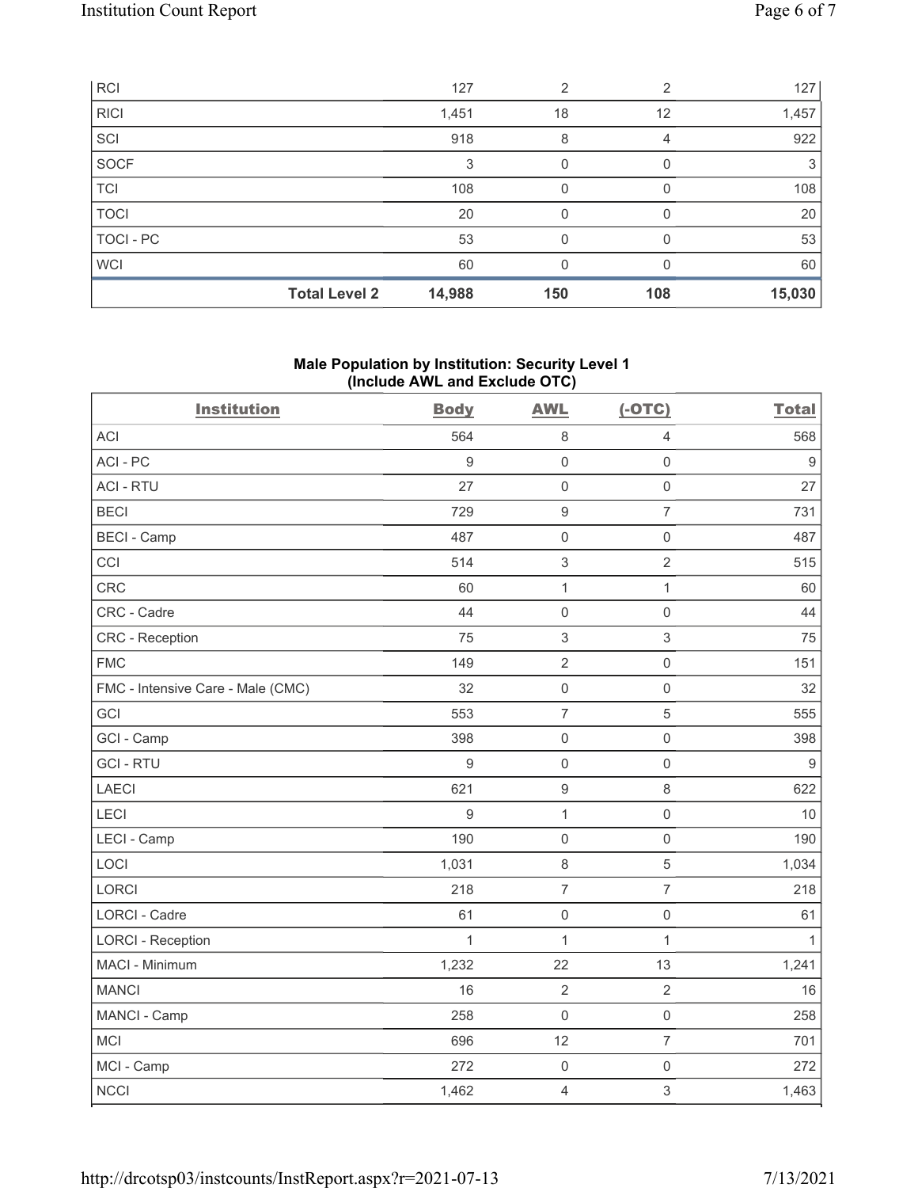| | | | | |
|---|---|---|---|---|
| RCI | 127 | 2 | 2 | 127 |
| RICI | 1,451 | 18 | 12 | 1,457 |
| SCI | 918 | 8 | 4 | 922 |
| SOCF | 3 | 0 | 0 | 3 |
| TCI | 108 | 0 | 0 | 108 |
| TOCI | 20 | 0 | 0 | 20 |
| TOCI - PC | 53 | 0 | 0 | 53 |
| WCI | 60 | 0 | 0 | 60 |
| **Total Level 2** | **14,988** | **150** | **108** | **15,030** |

## Male Population by Institution: Security Level 1 (Include AWL and Exclude OTC)

| Institution | Body | AWL | (-OTC) | Total |
|---|---|---|---|---|
| ACI | 564 | 8 | 4 | 568 |
| ACI - PC | 9 | 0 | 0 | 9 |
| ACI - RTU | 27 | 0 | 0 | 27 |
| BECI | 729 | 9 | 7 | 731 |
| BECI - Camp | 487 | 0 | 0 | 487 |
| CCI | 514 | 3 | 2 | 515 |
| CRC | 60 | 1 | 1 | 60 |
| CRC - Cadre | 44 | 0 | 0 | 44 |
| CRC - Reception | 75 | 3 | 3 | 75 |
| FMC | 149 | 2 | 0 | 151 |
| FMC - Intensive Care - Male (CMC) | 32 | 0 | 0 | 32 |
| GCI | 553 | 7 | 5 | 555 |
| GCI - Camp | 398 | 0 | 0 | 398 |
| GCI - RTU | 9 | 0 | 0 | 9 |
| LAECI | 621 | 9 | 8 | 622 |
| LECI | 9 | 1 | 0 | 10 |
| LECI - Camp | 190 | 0 | 0 | 190 |
| LOCI | 1,031 | 8 | 5 | 1,034 |
| LORCI | 218 | 7 | 7 | 218 |
| LORCI - Cadre | 61 | 0 | 0 | 61 |
| LORCI - Reception | 1 | 1 | 1 | 1 |
| MACI - Minimum | 1,232 | 22 | 13 | 1,241 |
| MANCI | 16 | 2 | 2 | 16 |
| MANCI - Camp | 258 | 0 | 0 | 258 |
| MCI | 696 | 12 | 7 | 701 |
| MCI - Camp | 272 | 0 | 0 | 272 |
| NCCI | 1,462 | 4 | 3 | 1,463 |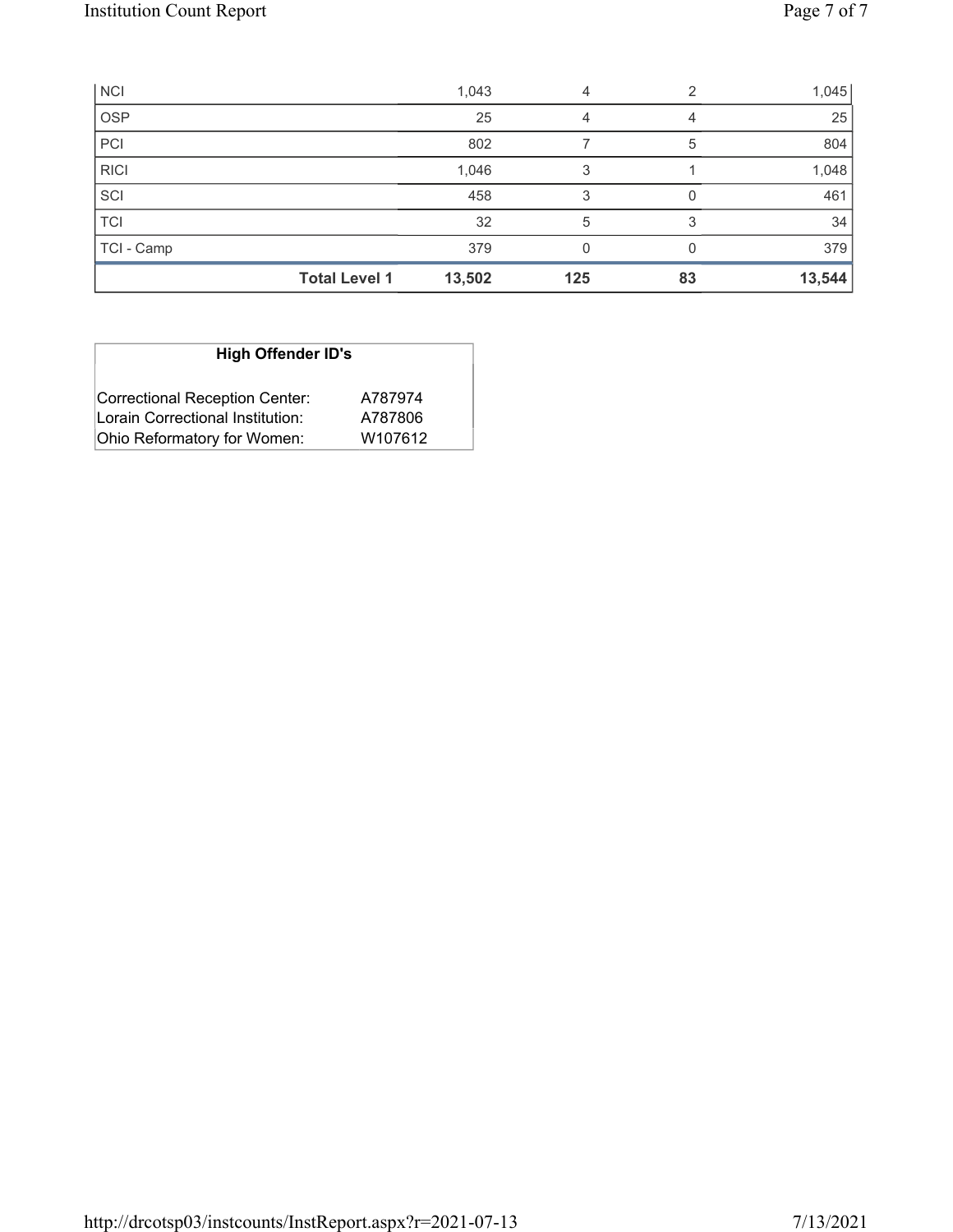| | | | | |
|---|---|---|---|---|
| NCI | 1,043 | 4 | 2 | 1,045 |
| OSP | 25 | 4 | 4 | 25 |
| PCI | 802 | 7 | 5 | 804 |
| RICI | 1,046 | 3 | 1 | 1,048 |
| SCI | 458 | 3 | 0 | 461 |
| TCI | 32 | 5 | 3 | 34 |
| TCI - Camp | 379 | 0 | 0 | 379 |
| **Total Level 1** | **13,502** | **125** | **83** | **13,544** |

| High Offender ID's | |
|---|---|
| Correctional Reception Center: | A787974 |
| Lorain Correctional Institution: | A787806 |
| Ohio Reformatory for Women: | W107612 |